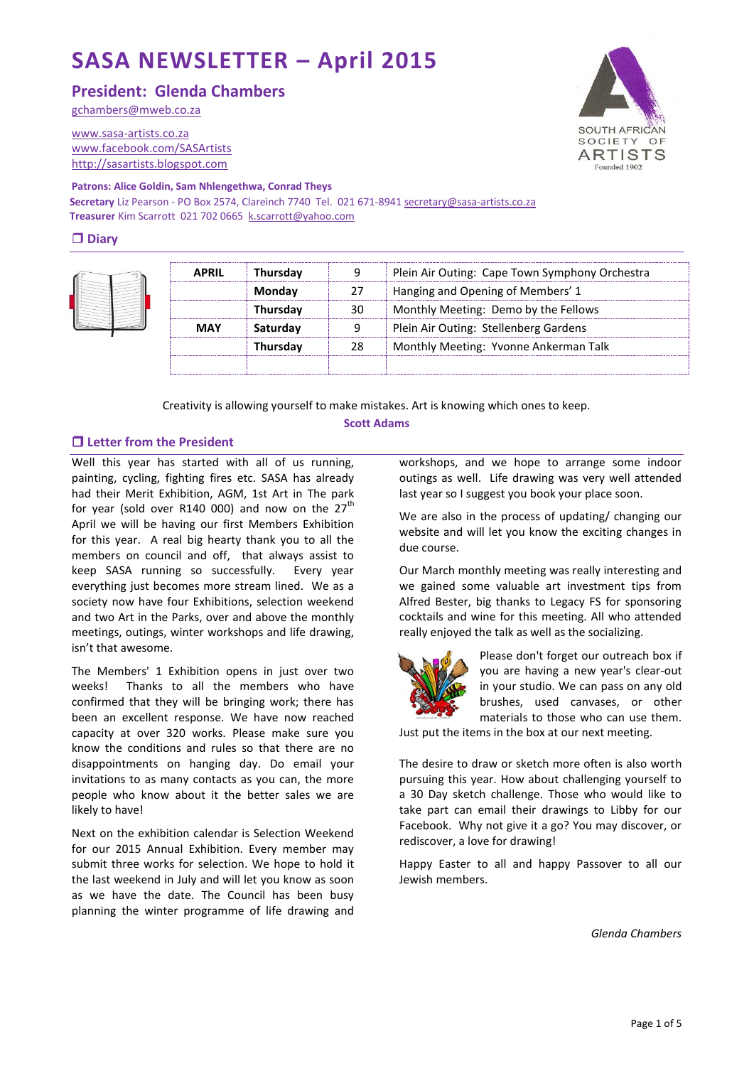# SASA NEWSLETTER – April 2015

## President: Glenda Chambers

gchambers@mweb.co.za

www.sasa-artists.co.za
www.facebook.com/SASArtists
http://sasartists.blogspot.com

SOUTH AFRICAN SOCIETY OF ARTISTS
Founded 1902

**Patrons: Alice Goldin, Sam Nhlengethwa, Conrad Theys**
**Secretary** Liz Pearson - PO Box 2574, Clareinch 7740 Tel. 021 671-8941 secretary@sasa-artists.co.za
**Treasurer** Kim Scarrott 021 702 0665 k.scarrott@yahoo.com

## ❒ Diary

| | | | |
|---|---|---|---|
| **APRIL** | **Thursday** | 9 | Plein Air Outing: Cape Town Symphony Orchestra |
| | **Monday** | 27 | Hanging and Opening of Members' 1 |
| | **Thursday** | 30 | Monthly Meeting: Demo by the Fellows |
| **MAY** | **Saturday** | 9 | Plein Air Outing: Stellenberg Gardens |
| | **Thursday** | 28 | Monthly Meeting: Yvonne Ankerman Talk |
| | | | |

Creativity is allowing yourself to make mistakes. Art is knowing which ones to keep.

**Scott Adams**

## ❒ Letter from the President

Well this year has started with all of us running, painting, cycling, fighting fires etc. SASA has already had their Merit Exhibition, AGM, 1st Art in The park for year (sold over R140 000) and now on the 27th April we will be having our first Members Exhibition for this year. A real big hearty thank you to all the members on council and off, that always assist to keep SASA running so successfully. Every year everything just becomes more stream lined. We as a society now have four Exhibitions, selection weekend and two Art in the Parks, over and above the monthly meetings, outings, winter workshops and life drawing, isn't that awesome.

The Members' 1 Exhibition opens in just over two weeks! Thanks to all the members who have confirmed that they will be bringing work; there has been an excellent response. We have now reached capacity at over 320 works. Please make sure you know the conditions and rules so that there are no disappointments on hanging day. Do email your invitations to as many contacts as you can, the more people who know about it the better sales we are likely to have!

Next on the exhibition calendar is Selection Weekend for our 2015 Annual Exhibition. Every member may submit three works for selection. We hope to hold it the last weekend in July and will let you know as soon as we have the date. The Council has been busy planning the winter programme of life drawing and workshops, and we hope to arrange some indoor outings as well. Life drawing was very well attended last year so I suggest you book your place soon.

We are also in the process of updating/ changing our website and will let you know the exciting changes in due course.

Our March monthly meeting was really interesting and we gained some valuable art investment tips from Alfred Bester, big thanks to Legacy FS for sponsoring cocktails and wine for this meeting. All who attended really enjoyed the talk as well as the socializing.

Please don't forget our outreach box if you are having a new year's clear-out in your studio. We can pass on any old brushes, used canvases, or other materials to those who can use them. Just put the items in the box at our next meeting.

The desire to draw or sketch more often is also worth pursuing this year. How about challenging yourself to a 30 Day sketch challenge. Those who would like to take part can email their drawings to Libby for our Facebook. Why not give it a go? You may discover, or rediscover, a love for drawing!

Happy Easter to all and happy Passover to all our Jewish members.

*Glenda Chambers*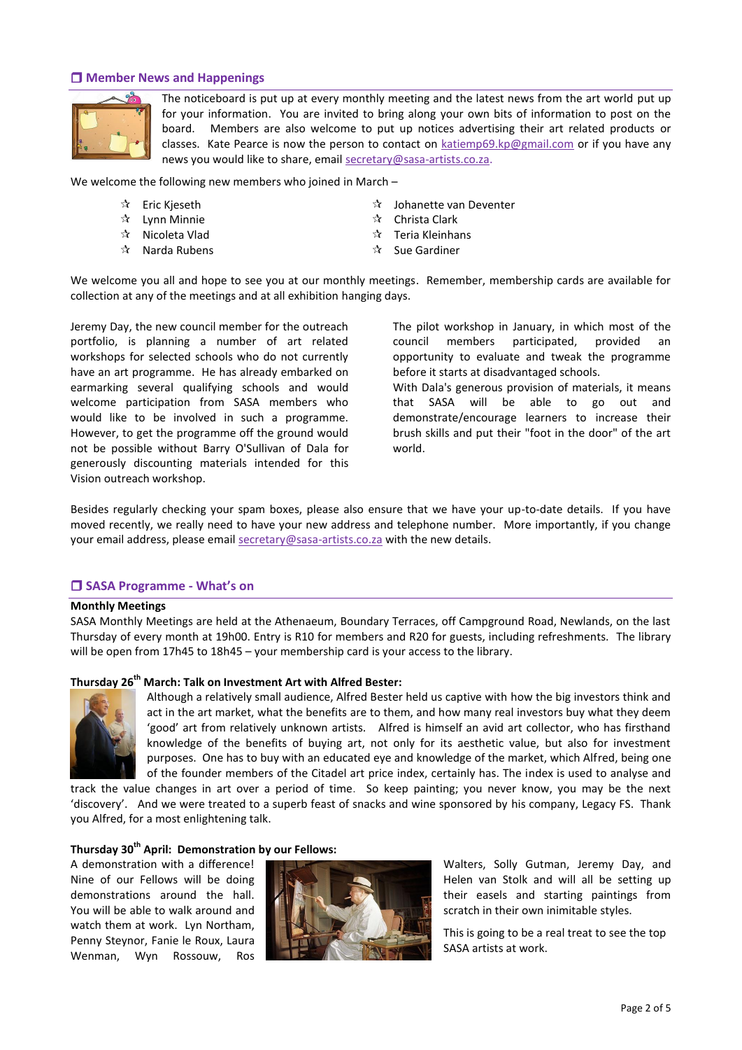## ❒ Member News and Happenings

The noticeboard is put up at every monthly meeting and the latest news from the art world put up for your information. You are invited to bring along your own bits of information to post on the board. Members are also welcome to put up notices advertising their art related products or classes. Kate Pearce is now the person to contact on katiemp69.kp@gmail.com or if you have any news you would like to share, email secretary@sasa-artists.co.za.

We welcome the following new members who joined in March –

- Eric Kjeseth
- Lynn Minnie
- Nicoleta Vlad
- Narda Rubens
- Johanette van Deventer
- Christa Clark
- Teria Kleinhans
- Sue Gardiner

We welcome you all and hope to see you at our monthly meetings. Remember, membership cards are available for collection at any of the meetings and at all exhibition hanging days.

Jeremy Day, the new council member for the outreach portfolio, is planning a number of art related workshops for selected schools who do not currently have an art programme. He has already embarked on earmarking several qualifying schools and would welcome participation from SASA members who would like to be involved in such a programme. However, to get the programme off the ground would not be possible without Barry O'Sullivan of Dala for generously discounting materials intended for this Vision outreach workshop.

The pilot workshop in January, in which most of the council members participated, provided an opportunity to evaluate and tweak the programme before it starts at disadvantaged schools.

With Dala's generous provision of materials, it means that SASA will be able to go out and demonstrate/encourage learners to increase their brush skills and put their "foot in the door" of the art world.

Besides regularly checking your spam boxes, please also ensure that we have your up-to-date details. If you have moved recently, we really need to have your new address and telephone number. More importantly, if you change your email address, please email secretary@sasa-artists.co.za with the new details.

## ❒ SASA Programme - What's on

**Monthly Meetings**

SASA Monthly Meetings are held at the Athenaeum, Boundary Terraces, off Campground Road, Newlands, on the last Thursday of every month at 19h00. Entry is R10 for members and R20 for guests, including refreshments. The library will be open from 17h45 to 18h45 – your membership card is your access to the library.

**Thursday 26th March: Talk on Investment Art with Alfred Bester:**

Although a relatively small audience, Alfred Bester held us captive with how the big investors think and act in the art market, what the benefits are to them, and how many real investors buy what they deem 'good' art from relatively unknown artists. Alfred is himself an avid art collector, who has firsthand knowledge of the benefits of buying art, not only for its aesthetic value, but also for investment purposes. One has to buy with an educated eye and knowledge of the market, which Alfred, being one of the founder members of the Citadel art price index, certainly has. The index is used to analyse and track the value changes in art over a period of time. So keep painting; you never know, you may be the next 'discovery'. And we were treated to a superb feast of snacks and wine sponsored by his company, Legacy FS. Thank you Alfred, for a most enlightening talk.

**Thursday 30th April: Demonstration by our Fellows:**

A demonstration with a difference! Nine of our Fellows will be doing demonstrations around the hall. You will be able to walk around and watch them at work. Lyn Northam, Penny Steynor, Fanie le Roux, Laura Wenman, Wyn Rossouw, Ros Walters, Solly Gutman, Jeremy Day, and Helen van Stolk and will all be setting up their easels and starting paintings from scratch in their own inimitable styles.

This is going to be a real treat to see the top SASA artists at work.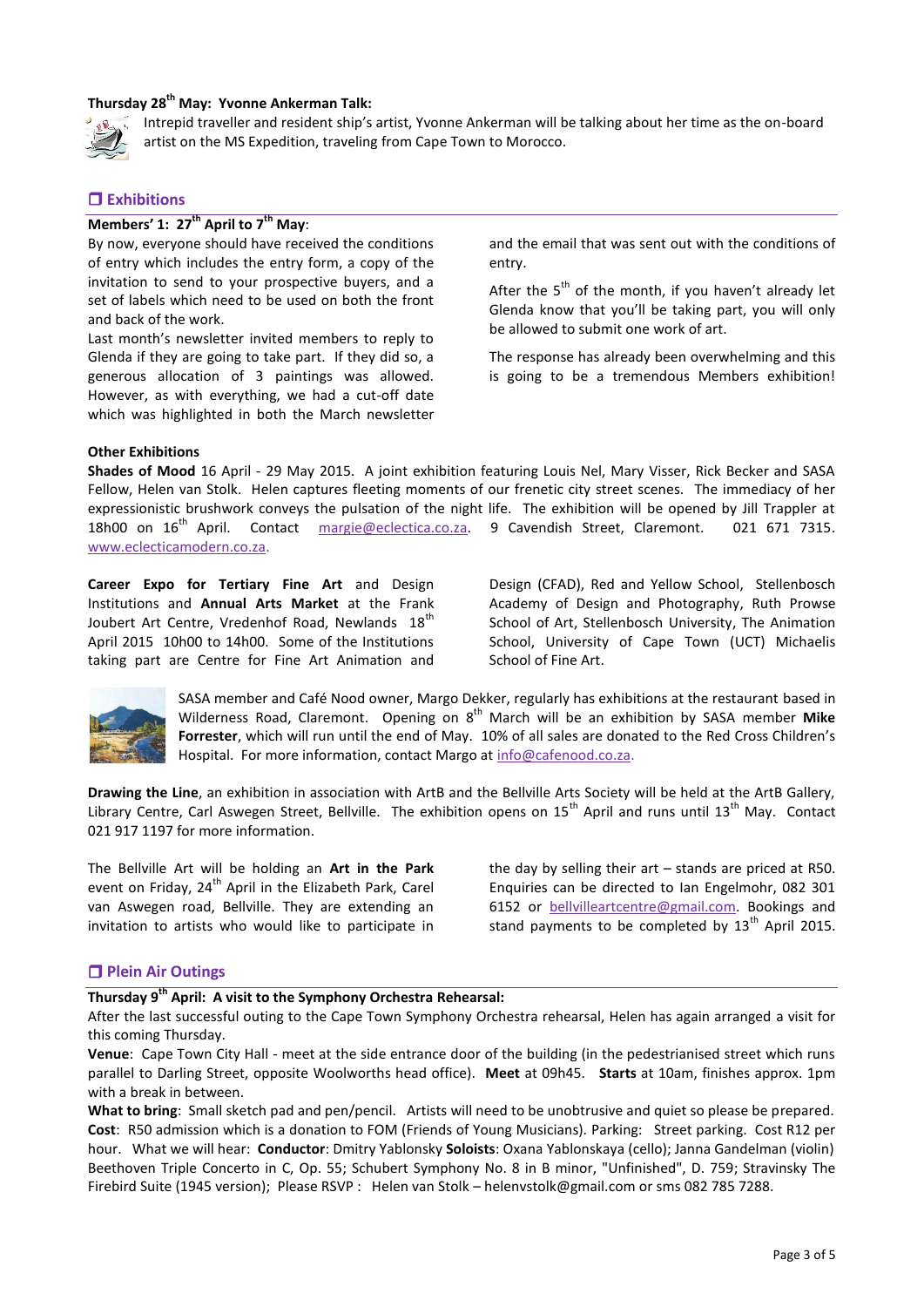**Thursday 28th May: Yvonne Ankerman Talk:**

Intrepid traveller and resident ship's artist, Yvonne Ankerman will be talking about her time as the on-board artist on the MS Expedition, traveling from Cape Town to Morocco.

## ❒ Exhibitions

**Members' 1: 27th April to 7th May**:

By now, everyone should have received the conditions of entry which includes the entry form, a copy of the invitation to send to your prospective buyers, and a set of labels which need to be used on both the front and back of the work.

Last month's newsletter invited members to reply to Glenda if they are going to take part. If they did so, a generous allocation of 3 paintings was allowed. However, as with everything, we had a cut-off date which was highlighted in both the March newsletter and the email that was sent out with the conditions of entry.

After the 5th of the month, if you haven't already let Glenda know that you'll be taking part, you will only be allowed to submit one work of art.

The response has already been overwhelming and this is going to be a tremendous Members exhibition!

**Other Exhibitions**

**Shades of Mood** 16 April - 29 May 2015. A joint exhibition featuring Louis Nel, Mary Visser, Rick Becker and SASA Fellow, Helen van Stolk. Helen captures fleeting moments of our frenetic city street scenes. The immediacy of her expressionistic brushwork conveys the pulsation of the night life. The exhibition will be opened by Jill Trappler at 18h00 on 16th April. Contact margie@eclectica.co.za. 9 Cavendish Street, Claremont. 021 671 7315. www.eclecticamodern.co.za.

**Career Expo for Tertiary Fine Art** and Design Institutions and **Annual Arts Market** at the Frank Joubert Art Centre, Vredenhof Road, Newlands 18th April 2015 10h00 to 14h00. Some of the Institutions taking part are Centre for Fine Art Animation and Design (CFAD), Red and Yellow School, Stellenbosch Academy of Design and Photography, Ruth Prowse School of Art, Stellenbosch University, The Animation School, University of Cape Town (UCT) Michaelis School of Fine Art.

SASA member and Café Nood owner, Margo Dekker, regularly has exhibitions at the restaurant based in Wilderness Road, Claremont. Opening on 8th March will be an exhibition by SASA member **Mike Forrester**, which will run until the end of May. 10% of all sales are donated to the Red Cross Children's Hospital. For more information, contact Margo at info@cafenood.co.za.

**Drawing the Line**, an exhibition in association with ArtB and the Bellville Arts Society will be held at the ArtB Gallery, Library Centre, Carl Aswegen Street, Bellville. The exhibition opens on 15th April and runs until 13th May. Contact 021 917 1197 for more information.

The Bellville Art will be holding an **Art in the Park** event on Friday, 24th April in the Elizabeth Park, Carel van Aswegen road, Bellville. They are extending an invitation to artists who would like to participate in the day by selling their art – stands are priced at R50. Enquiries can be directed to Ian Engelmohr, 082 301 6152 or bellvilleartcentre@gmail.com. Bookings and stand payments to be completed by 13th April 2015.

## ❒ Plein Air Outings

**Thursday 9th April: A visit to the Symphony Orchestra Rehearsal:**

After the last successful outing to the Cape Town Symphony Orchestra rehearsal, Helen has again arranged a visit for this coming Thursday.

**Venue**: Cape Town City Hall - meet at the side entrance door of the building (in the pedestrianised street which runs parallel to Darling Street, opposite Woolworths head office). **Meet** at 09h45. **Starts** at 10am, finishes approx. 1pm with a break in between.

**What to bring**: Small sketch pad and pen/pencil. Artists will need to be unobtrusive and quiet so please be prepared.

**Cost**: R50 admission which is a donation to FOM (Friends of Young Musicians). Parking: Street parking. Cost R12 per hour. What we will hear: **Conductor**: Dmitry Yablonsky **Soloists**: Oxana Yablonskaya (cello); Janna Gandelman (violin) Beethoven Triple Concerto in C, Op. 55; Schubert Symphony No. 8 in B minor, "Unfinished", D. 759; Stravinsky The Firebird Suite (1945 version); Please RSVP : Helen van Stolk – helenvstolk@gmail.com or sms 082 785 7288.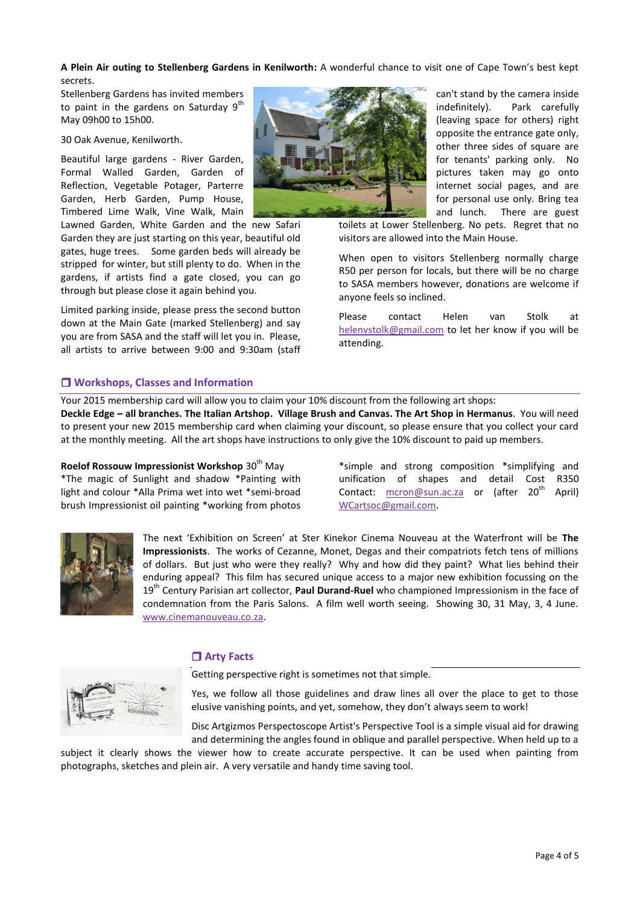**A Plein Air outing to Stellenberg Gardens in Kenilworth:** A wonderful chance to visit one of Cape Town's best kept secrets.

Stellenberg Gardens has invited members to paint in the gardens on Saturday 9th May 09h00 to 15h00.

30 Oak Avenue, Kenilworth.

Beautiful large gardens - River Garden, Formal Walled Garden, Garden of Reflection, Vegetable Potager, Parterre Garden, Herb Garden, Pump House, Timbered Lime Walk, Vine Walk, Main Lawned Garden, White Garden and the new Safari Garden they are just starting on this year, beautiful old gates, huge trees. Some garden beds will already be stripped for winter, but still plenty to do. When in the gardens, if artists find a gate closed, you can go through but please close it again behind you.

Limited parking inside, please press the second button down at the Main Gate (marked Stellenberg) and say you are from SASA and the staff will let you in. Please, all artists to arrive between 9:00 and 9:30am (staff can't stand by the camera inside indefinitely). Park carefully (leaving space for others) right opposite the entrance gate only, other three sides of square are for tenants' parking only. No pictures taken may go onto internet social pages, and are for personal use only. Bring tea and lunch. There are guest toilets at Lower Stellenberg. No pets. Regret that no visitors are allowed into the Main House.

When open to visitors Stellenberg normally charge R50 per person for locals, but there will be no charge to SASA members however, donations are welcome if anyone feels so inclined.

Please contact Helen van Stolk at helenvstolk@gmail.com to let her know if you will be attending.

## ❒ Workshops, Classes and Information

Your 2015 membership card will allow you to claim your 10% discount from the following art shops:
**Deckle Edge – all branches. The Italian Artshop. Village Brush and Canvas. The Art Shop in Hermanus**. You will need to present your new 2015 membership card when claiming your discount, so please ensure that you collect your card at the monthly meeting. All the art shops have instructions to only give the 10% discount to paid up members.

**Roelof Rossouw Impressionist Workshop** 30th May
*The magic of Sunlight and shadow *Painting with light and colour *Alla Prima wet into wet *semi-broad brush Impressionist oil painting *working from photos *simple and strong composition *simplifying and unification of shapes and detail Cost R350 Contact: mcron@sun.ac.za or (after 20th April) WCartsoc@gmail.com.

The next 'Exhibition on Screen' at Ster Kinekor Cinema Nouveau at the Waterfront will be **The Impressionists**. The works of Cezanne, Monet, Degas and their compatriots fetch tens of millions of dollars. But just who were they really? Why and how did they paint? What lies behind their enduring appeal? This film has secured unique access to a major new exhibition focussing on the 19th Century Parisian art collector, **Paul Durand-Ruel** who championed Impressionism in the face of condemnation from the Paris Salons. A film well worth seeing. Showing 30, 31 May, 3, 4 June. www.cinemanouveau.co.za.

## ❒ Arty Facts

Getting perspective right is sometimes not that simple.

Yes, we follow all those guidelines and draw lines all over the place to get to those elusive vanishing points, and yet, somehow, they don't always seem to work!

Disc Artgizmos Perspectoscope Artist's Perspective Tool is a simple visual aid for drawing and determining the angles found in oblique and parallel perspective. When held up to a subject it clearly shows the viewer how to create accurate perspective. It can be used when painting from photographs, sketches and plein air. A very versatile and handy time saving tool.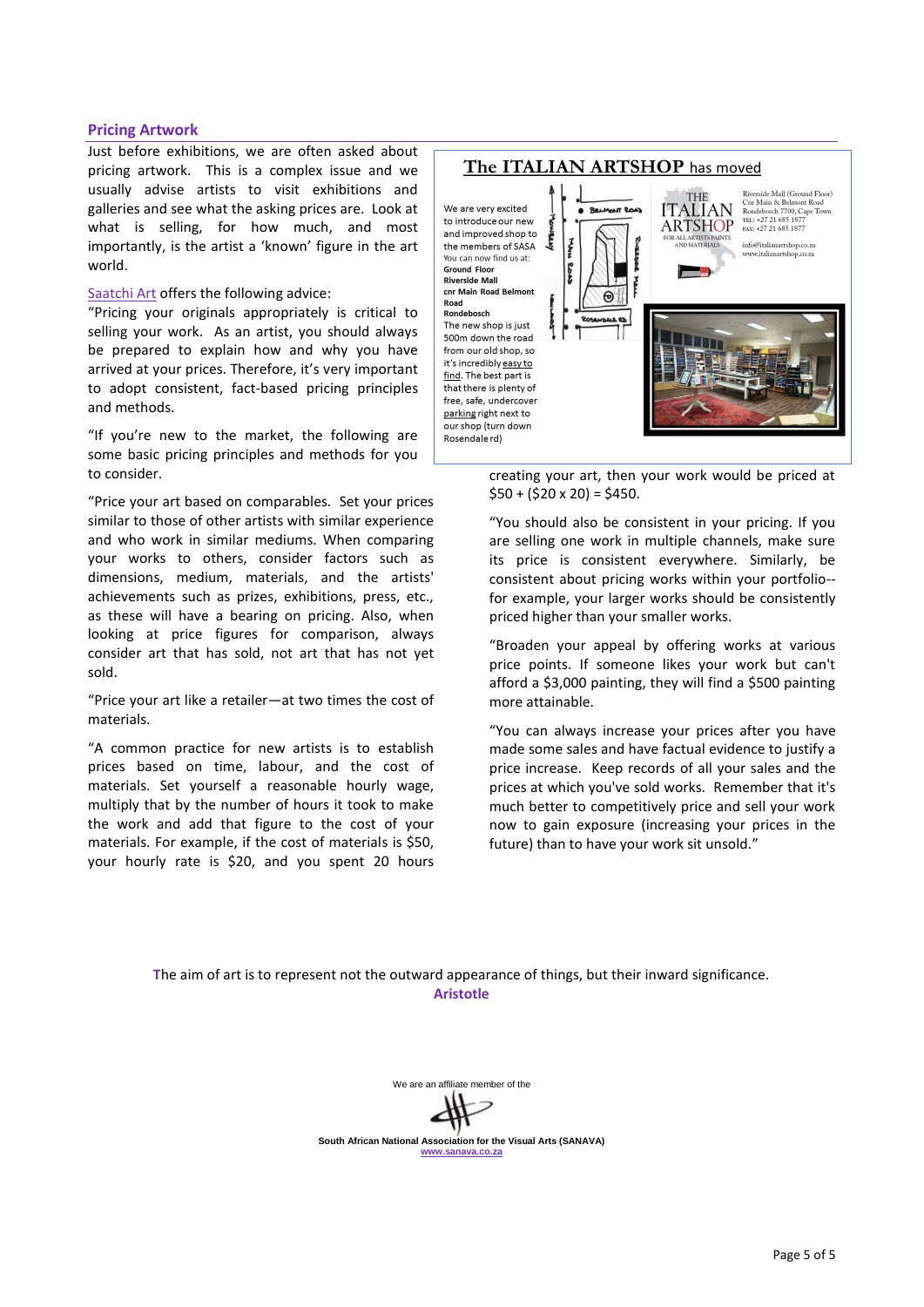## Pricing Artwork

Just before exhibitions, we are often asked about pricing artwork. This is a complex issue and we usually advise artists to visit exhibitions and galleries and see what the asking prices are. Look at what is selling, for how much, and most importantly, is the artist a 'known' figure in the art world.

Saatchi Art offers the following advice:

"Pricing your originals appropriately is critical to selling your work. As an artist, you should always be prepared to explain how and why you have arrived at your prices. Therefore, it's very important to adopt consistent, fact-based pricing principles and methods.

"If you're new to the market, the following are some basic pricing principles and methods for you to consider.

"Price your art based on comparables. Set your prices similar to those of other artists with similar experience and who work in similar mediums. When comparing your works to others, consider factors such as dimensions, medium, materials, and the artists' achievements such as prizes, exhibitions, press, etc., as these will have a bearing on pricing. Also, when looking at price figures for comparison, always consider art that has sold, not art that has not yet sold.

"Price your art like a retailer—at two times the cost of materials.

"A common practice for new artists is to establish prices based on time, labour, and the cost of materials. Set yourself a reasonable hourly wage, multiply that by the number of hours it took to make the work and add that figure to the cost of your materials. For example, if the cost of materials is $50, your hourly rate is $20, and you spent 20 hours creating your art, then your work would be priced at $50 + ($20 x 20) = $450.

"You should also be consistent in your pricing. If you are selling one work in multiple channels, make sure its price is consistent everywhere. Similarly, be consistent about pricing works within your portfolio--for example, your larger works should be consistently priced higher than your smaller works.

"Broaden your appeal by offering works at various price points. If someone likes your work but can't afford a $3,000 painting, they will find a $500 painting more attainable.

"You can always increase your prices after you have made some sales and have factual evidence to justify a price increase. Keep records of all your sales and the prices at which you've sold works. Remember that it's much better to competitively price and sell your work now to gain exposure (increasing your prices in the future) than to have your work sit unsold."

---

**The ITALIAN ARTSHOP has moved**

We are very excited to introduce our new and improved shop to the members of SASA

You can now find us at:
**Ground Floor**
**Riverside Mall**
**cnr Main Road Belmont Road**
**Rondebosch**

The new shop is just 500m down the road from our old shop, so it's incredibly easy to find. The best part is that there is plenty of free, safe, undercover parking right next to our shop (turn down Rosendale rd)

THE ITALIAN ARTSHOP
FOR ALL ARTISTS PAINTS AND MATERIALS

Riverside Mall (Ground Floor)
Cnr Main & Belmont Road
Rondebosch 7700, Cape Town
TEL: +27 21 685 1877
FAX: +27 21 685 1877
info@italianartshop.co.za
www.italianartshop.co.za

---

The aim of art is to represent not the outward appearance of things, but their inward significance.

**Aristotle**

We are an affiliate member of the

**South African National Association for the Visual Arts (SANAVA)**
www.sanava.co.za